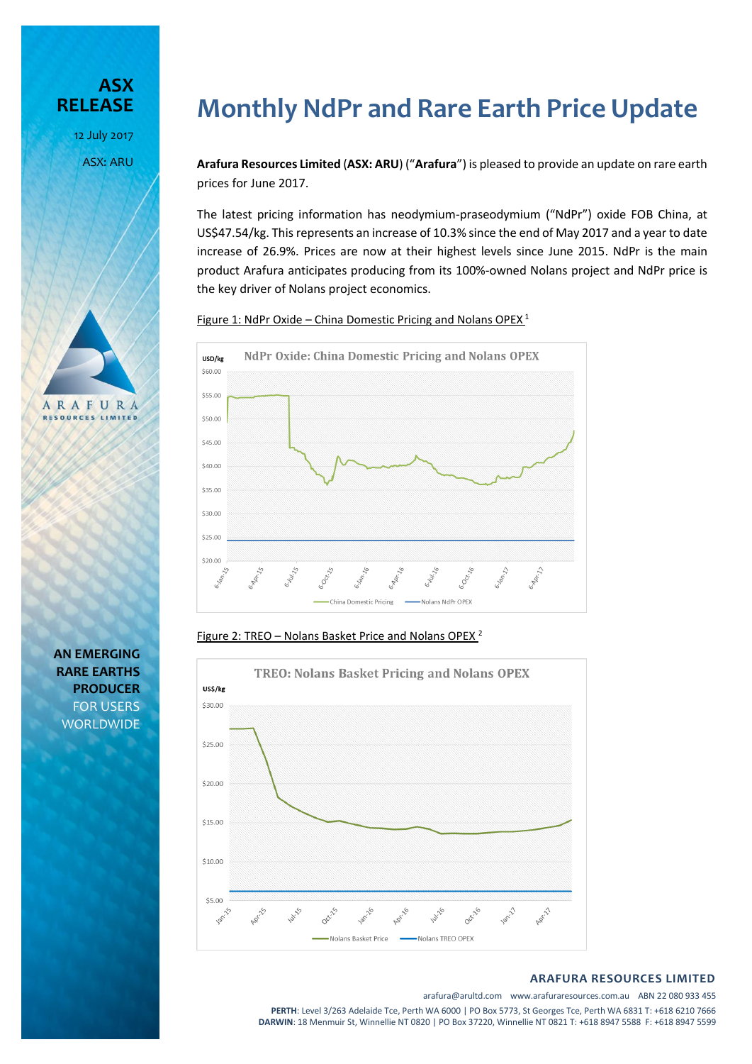ASX RELEASE

12 July 2017

ASX: ARU

# Monthly NdPr and Rare Earth Price Update

**Arafura Resources Limited** (**ASX: ARU**) ("**Arafura**") is pleased to provide an update on rare earth prices for June 2017.

The latest pricing information has neodymium-praseodymium ("NdPr") oxide FOB China, at US$47.54/kg. This represents an increase of 10.3% since the end of May 2017 and a year to date increase of 26.9%. Prices are now at their highest levels since June 2015. NdPr is the main product Arafura anticipates producing from its 100%-owned Nolans project and NdPr price is the key driver of Nolans project economics.

Figure 1: NdPr Oxide – China Domestic Pricing and Nolans OPEX [1]

Figure 2: TREO – Nolans Basket Price and Nolans OPEX [2]

AN EMERGING RARE EARTHS PRODUCER FOR USERS WORLDWIDE

**ARAFURA RESOURCES LIMITED**

arafura@arultd.com www.arafuraresources.com.au ABN 22 080 933 455

**PERTH**: Level 3/263 Adelaide Tce, Perth WA 6000 | PO Box 5773, St Georges Tce, Perth WA 6831 T: +618 6210 7666

**DARWIN**: 18 Menmuir St, Winnellie NT 0820 | PO Box 37220, Winnellie NT 0821 T: +618 8947 5588 F: +618 8947 5599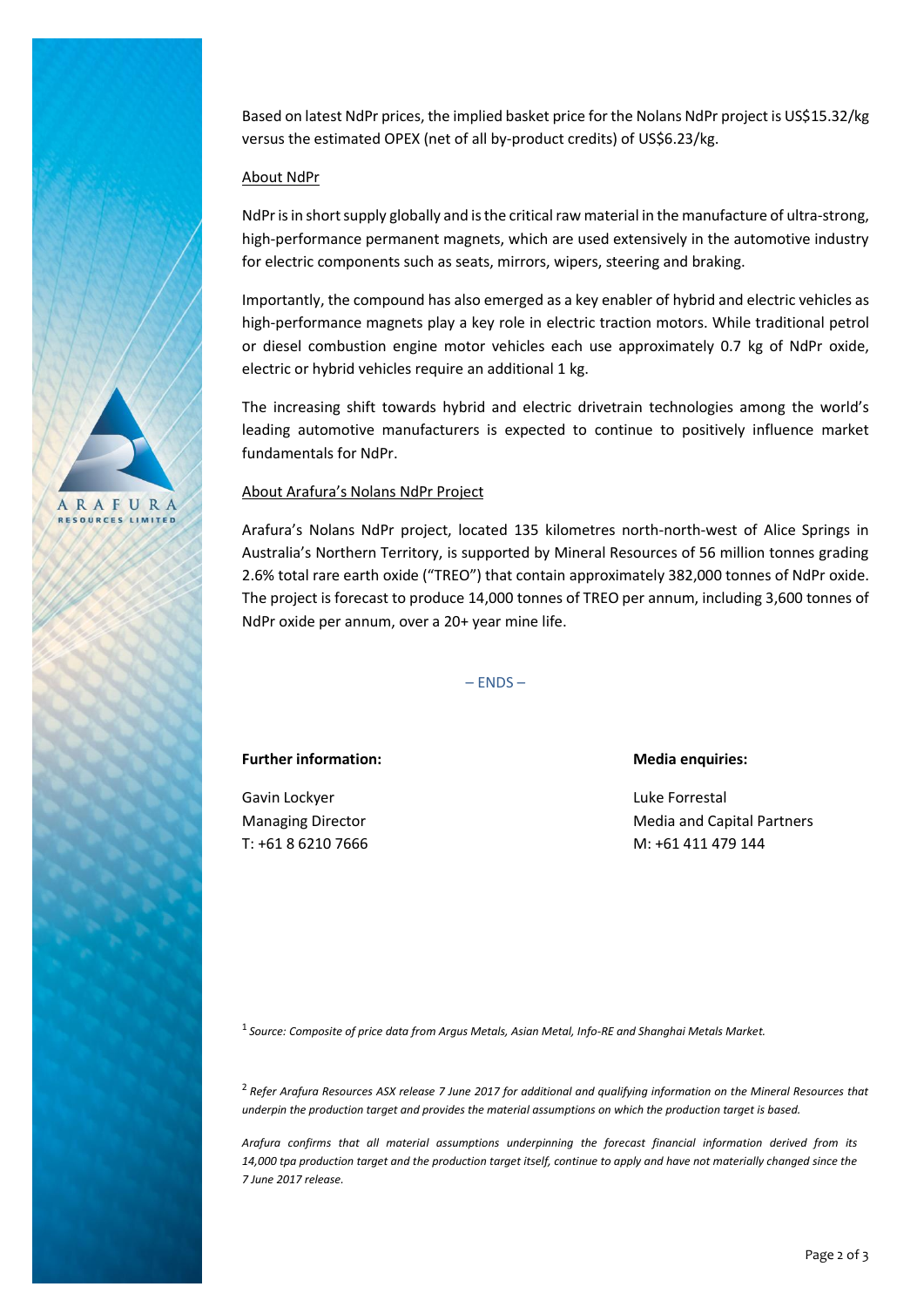Based on latest NdPr prices, the implied basket price for the Nolans NdPr project is US$15.32/kg versus the estimated OPEX (net of all by-product credits) of US$6.23/kg.

## About NdPr

NdPr is in short supply globally and is the critical raw material in the manufacture of ultra-strong, high-performance permanent magnets, which are used extensively in the automotive industry for electric components such as seats, mirrors, wipers, steering and braking.

Importantly, the compound has also emerged as a key enabler of hybrid and electric vehicles as high-performance magnets play a key role in electric traction motors. While traditional petrol or diesel combustion engine motor vehicles each use approximately 0.7 kg of NdPr oxide, electric or hybrid vehicles require an additional 1 kg.

The increasing shift towards hybrid and electric drivetrain technologies among the world's leading automotive manufacturers is expected to continue to positively influence market fundamentals for NdPr.

## About Arafura's Nolans NdPr Project

Arafura's Nolans NdPr project, located 135 kilometres north-north-west of Alice Springs in Australia's Northern Territory, is supported by Mineral Resources of 56 million tonnes grading 2.6% total rare earth oxide ("TREO") that contain approximately 382,000 tonnes of NdPr oxide. The project is forecast to produce 14,000 tonnes of TREO per annum, including 3,600 tonnes of NdPr oxide per annum, over a 20+ year mine life.

– ENDS –

**Further information:**

Gavin Lockyer
Managing Director
T: +61 8 6210 7666

**Media enquiries:**

Luke Forrestal
Media and Capital Partners
M: +61 411 479 144

[1] *Source: Composite of price data from Argus Metals, Asian Metal, Info-RE and Shanghai Metals Market.*

[2] *Refer Arafura Resources ASX release 7 June 2017 for additional and qualifying information on the Mineral Resources that underpin the production target and provides the material assumptions on which the production target is based.*

*Arafura confirms that all material assumptions underpinning the forecast financial information derived from its 14,000 tpa production target and the production target itself, continue to apply and have not materially changed since the 7 June 2017 release.*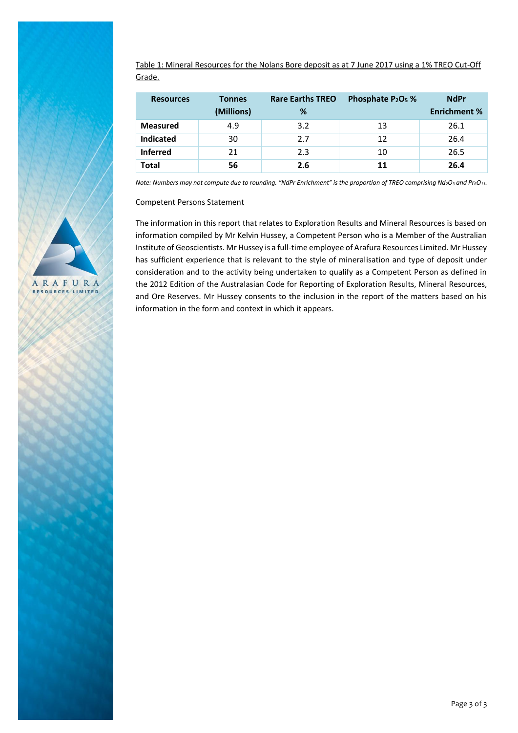Table 1: Mineral Resources for the Nolans Bore deposit as at 7 June 2017 using a 1% TREO Cut-Off Grade.

| Resources | Tonnes (Millions) | Rare Earths TREO % | Phosphate $P_2O_5$ % | NdPr Enrichment % |
|---|---|---|---|---|
| **Measured** | 4.9 | 3.2 | 13 | 26.1 |
| **Indicated** | 30 | 2.7 | 12 | 26.4 |
| **Inferred** | 21 | 2.3 | 10 | 26.5 |
| **Total** | **56** | **2.6** | **11** | **26.4** |

*Note: Numbers may not compute due to rounding. "NdPr Enrichment" is the proportion of TREO comprising $Nd_2O_3$ and $Pr_6O_{11}$.*

Competent Persons Statement

The information in this report that relates to Exploration Results and Mineral Resources is based on information compiled by Mr Kelvin Hussey, a Competent Person who is a Member of the Australian Institute of Geoscientists. Mr Hussey is a full-time employee of Arafura Resources Limited. Mr Hussey has sufficient experience that is relevant to the style of mineralisation and type of deposit under consideration and to the activity being undertaken to qualify as a Competent Person as defined in the 2012 Edition of the Australasian Code for Reporting of Exploration Results, Mineral Resources, and Ore Reserves. Mr Hussey consents to the inclusion in the report of the matters based on his information in the form and context in which it appears.